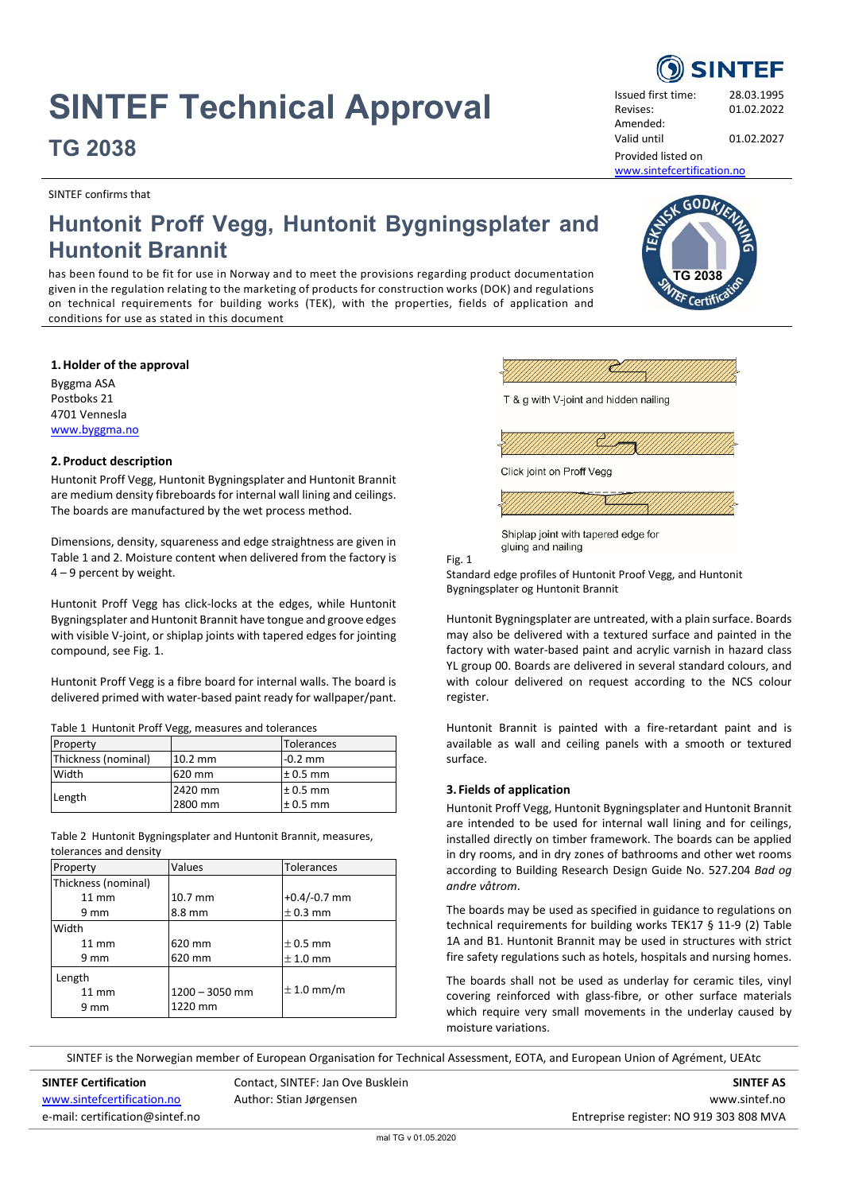# SINTEF Technical Approval

## TG 2038

| | |
|---|---|
| Issued first time: | 28.03.1995 |
| Revises: | 01.02.2022 |
| Amended: | |
| Valid until | 01.02.2027 |

Provided listed on
www.sintefcertification.no

SINTEF confirms that

# Huntonit Proff Vegg, Huntonit Bygningsplater and Huntonit Brannit

has been found to be fit for use in Norway and to meet the provisions regarding product documentation given in the regulation relating to the marketing of products for construction works (DOK) and regulations on technical requirements for building works (TEK), with the properties, fields of application and conditions for use as stated in this document

### 1. Holder of the approval

Byggma ASA
Postboks 21
4701 Vennesla
www.byggma.no

### 2. Product description

Huntonit Proff Vegg, Huntonit Bygningsplater and Huntonit Brannit are medium density fibreboards for internal wall linings and ceilings. The boards are manufactured by the wet process method.

Dimensions, density, squareness and edge straightness are given in Table 1 and 2. Moisture content when delivered from the factory is 4 – 9 percent by weight.

Huntonit Proff Vegg has click-locks at the edges, while Huntonit Bygningsplater and Huntonit Brannit have tongue and groove edges with visible V-joint, or shiplap joints with tapered edges for jointing compound, see Fig. 1.

Huntonit Proff Vegg is a fibre board for internal walls. The board is delivered primed with water-based paint ready for wallpaper/pant.

Table 1 Huntonit Proff Vegg, measures and tolerances

| Property | | Tolerances |
|---|---|---|
| Thickness (nominal) | 10.2 mm | -0.2 mm |
| Width | 620 mm | ± 0.5 mm |
| Length | 2420 mm<br>2800 mm | ± 0.5 mm<br>± 0.5 mm |

Table 2 Huntonit Bygningsplater and Huntonit Brannit, measures, tolerances and density

| Property | Values | Tolerances |
|---|---|---|
| Thickness (nominal) | | |
| 11 mm | 10.7 mm | +0.4/-0.7 mm |
| 9 mm | 8.8 mm | ± 0.3 mm |
| Width | | |
| 11 mm | 620 mm | ± 0.5 mm |
| 9 mm | 620 mm | ± 1.0 mm |
| Length | | |
| 11 mm | 1200 – 3050 mm | ± 1.0 mm/m |
| 9 mm | 1220 mm | |

T & g with V-joint and hidden nailing

Click joint on Proff Vegg

Shiplap joint with tapered edge for gluing and nailing

Fig. 1
Standard edge profiles of Huntonit Proof Vegg, and Huntonit Bygningsplater og Huntonit Brannit

Huntonit Bygningsplater are untreated, with a plain surface. Boards may also be delivered with a textured surface and painted in the factory with water-based paint and acrylic varnish in hazard class YL group 00. Boards are delivered in several standard colours, and with colour delivered on request according to the NCS colour register.

Huntonit Brannit is painted with a fire-retardant paint and is available as wall and ceiling panels with a smooth or textured surface.

### 3. Fields of application

Huntonit Proff Vegg, Huntonit Bygningsplater and Huntonit Brannit are intended to be used for internal wall lining and for ceilings, installed directly on timber framework. The boards can be applied in dry rooms, and in dry zones of bathrooms and other wet rooms according to Building Research Design Guide No. 527.204 *Bad og andre våtrom*.

The boards may be used as specified in guidance to regulations on technical requirements for building works TEK17 § 11-9 (2) Table 1A and B1. Huntonit Brannit may be used in structures with strict fire safety regulations such as hotels, hospitals and nursing homes.

The boards shall not be used as underlay for ceramic tiles, vinyl covering reinforced with glass-fibre, or other surface materials which require very small movements in the underlay caused by moisture variations.

SINTEF is the Norwegian member of European Organisation for Technical Assessment, EOTA, and European Union of Agrément, UEAtc

**SINTEF Certification**
www.sintefcertification.no
e-mail: certification@sintef.no

Contact, SINTEF: Jan Ove Busklein
Author: Stian Jørgensen

**SINTEF AS**
www.sintef.no
Entreprise register: NO 919 303 808 MVA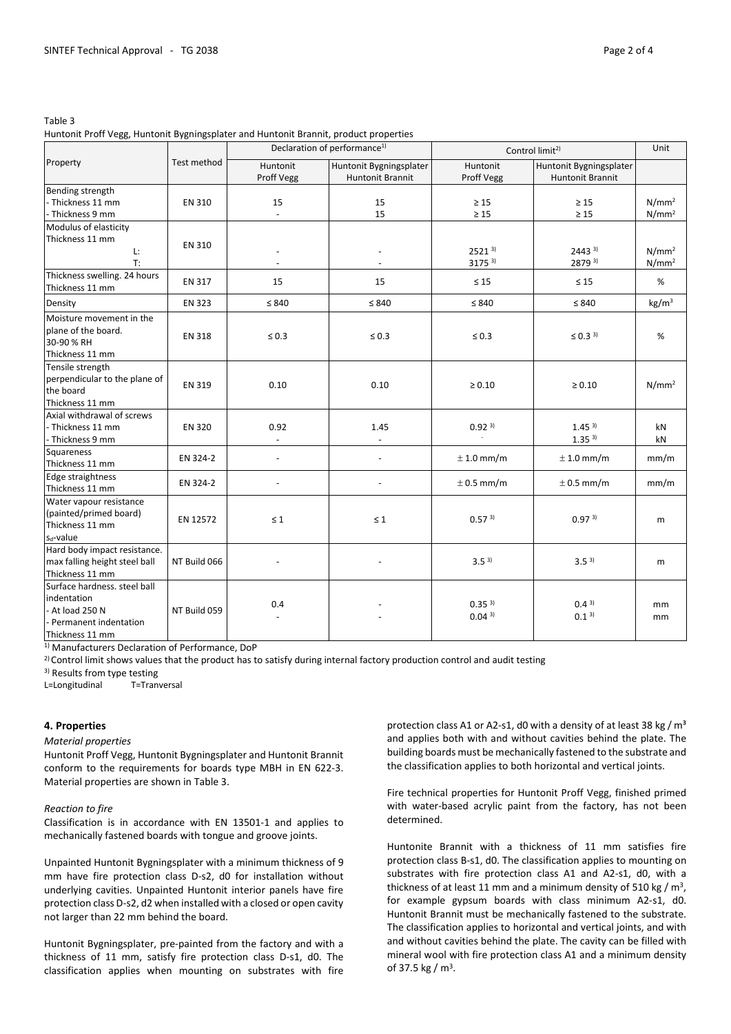Table 3

Huntonit Proff Vegg, Huntonit Bygningsplater and Huntonit Brannit, product properties

| Property | Test method | Declaration of performance[1] | | Control limit[2] | | Unit |
|---|---|---|---|---|---|---|
| | | Huntonit Proff Vegg | Huntonit Bygningsplater Huntonit Brannit | Huntonit Proff Vegg | Huntonit Bygningsplater Huntonit Brannit | |
| Bending strength<br>- Thickness 11 mm<br>- Thickness 9 mm | EN 310 | 15<br>- | 15<br>15 | ≥ 15<br>≥ 15 | ≥ 15<br>≥ 15 | $N/mm^2$<br>$N/mm^2$ |
| Modulus of elasticity<br>Thickness 11 mm<br>L:<br>T: | EN 310 | -<br>- | -<br>- | 2521 [3]<br>3175 [3] | 2443 [3]<br>2879 [3] | $N/mm^2$<br>$N/mm^2$ |
| Thickness swelling. 24 hours<br>Thickness 11 mm | EN 317 | 15 | 15 | ≤ 15 | ≤ 15 | % |
| Density | EN 323 | ≤ 840 | ≤ 840 | ≤ 840 | ≤ 840 | $kg/m^3$ |
| Moisture movement in the plane of the board.<br>30-90 % RH<br>Thickness 11 mm | EN 318 | ≤ 0.3 | ≤ 0.3 | ≤ 0.3 | ≤ 0.3 [3] | % |
| Tensile strength perpendicular to the plane of the board<br>Thickness 11 mm | EN 319 | 0.10 | 0.10 | ≥ 0.10 | ≥ 0.10 | $N/mm^2$ |
| Axial withdrawal of screws<br>- Thickness 11 mm<br>- Thickness 9 mm | EN 320 | 0.92<br>- | 1.45<br>- | 0.92 [3]<br>- | 1.45 [3]<br>1.35 [3] | kN<br>kN |
| Squareness<br>Thickness 11 mm | EN 324-2 | - | - | ± 1.0 mm/m | ± 1.0 mm/m | mm/m |
| Edge straightness<br>Thickness 11 mm | EN 324-2 | - | - | ± 0.5 mm/m | ± 0.5 mm/m | mm/m |
| Water vapour resistance (painted/primed board)<br>Thickness 11 mm<br>$s_d$-value | EN 12572 | ≤ 1 | ≤ 1 | 0.57 [3] | 0.97 [3] | m |
| Hard body impact resistance. max falling height steel ball<br>Thickness 11 mm | NT Build 066 | - | - | 3.5 [3] | 3.5 [3] | m |
| Surface hardness. steel ball indentation<br>- At load 250 N<br>- Permanent indentation<br>Thickness 11 mm | NT Build 059 | 0.4<br>- | -<br>- | 0.35 [3]<br>0.04 [3] | 0.4 [3]<br>0.1 [3] | mm<br>mm |

[1] Manufacturers Declaration of Performance, DoP

[2] Control limit shows values that the product has to satisfy during internal factory production control and audit testing

[3] Results from type testing

L=Longitudinal T=Tranversal

## 4. Properties

*Material properties*

Huntonit Proff Vegg, Huntonit Bygningsplater and Huntonit Brannit conform to the requirements for boards type MBH in EN 622-3. Material properties are shown in Table 3.

*Reaction to fire*

Classification is in accordance with EN 13501-1 and applies to mechanically fastened boards with tongue and groove joints.

Unpainted Huntonit Bygningsplater with a minimum thickness of 9 mm have fire protection class D-s2, d0 for installation without underlying cavities. Unpainted Huntonit interior panels have fire protection class D-s2, d2 when installed with a closed or open cavity not larger than 22 mm behind the board.

Huntonit Bygningsplater, pre-painted from the factory and with a thickness of 11 mm, satisfy fire protection class D-s1, d0. The classification applies when mounting on substrates with fire protection class A1 or A2-s1, d0 with a density of at least 38 kg / m³ and applies both with and without cavities behind the plate. The building boards must be mechanically fastened to the substrate and the classification applies to both horizontal and vertical joints.

Fire technical properties for Huntonit Proff Vegg, finished primed with water-based acrylic paint from the factory, has not been determined.

Huntonite Brannit with a thickness of 11 mm satisfies fire protection class B-s1, d0. The classification applies to mounting on substrates with fire protection class A1 and A2-s1, d0, with a thickness of at least 11 mm and a minimum density of 510 kg / m³, for example gypsum boards with class minimum A2-s1, d0. Huntonit Brannit must be mechanically fastened to the substrate. The classification applies to horizontal and vertical joints, and with and without cavities behind the plate. The cavity can be filled with mineral wool with fire protection class A1 and a minimum density of 37.5 kg / m³.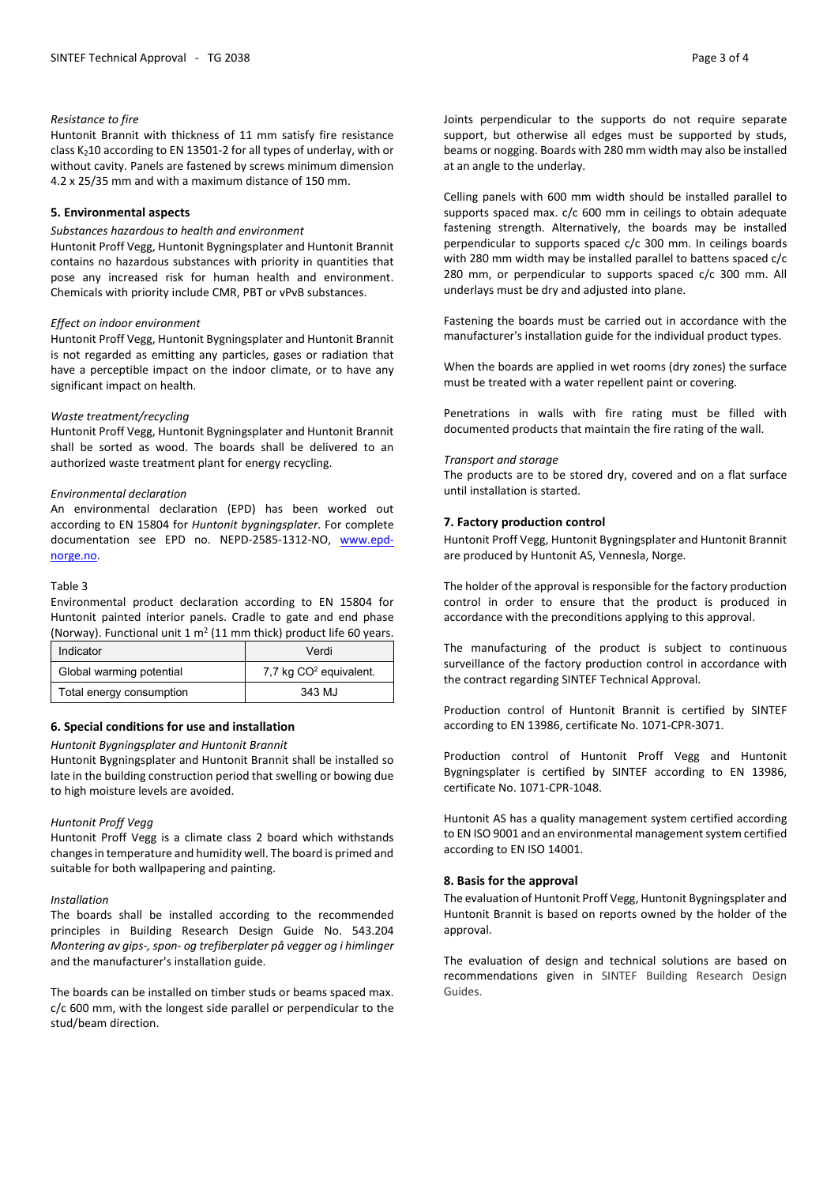*Resistance to fire*

Huntonit Brannit with thickness of 11 mm satisfy fire resistance class $K_2 10$ according to EN 13501-2 for all types of underlay, with or without cavity. Panels are fastened by screws minimum dimension 4.2 x 25/35 mm and with a maximum distance of 150 mm.

## 5. Environmental aspects

*Substances hazardous to health and environment*

Huntonit Proff Vegg, Huntonit Bygningsplater and Huntonit Brannit contains no hazardous substances with priority in quantities that pose any increased risk for human health and environment. Chemicals with priority include CMR, PBT or vPvB substances.

*Effect on indoor environment*

Huntonit Proff Vegg, Huntonit Bygningsplater and Huntonit Brannit is not regarded as emitting any particles, gases or radiation that have a perceptible impact on the indoor climate, or to have any significant impact on health.

*Waste treatment/recycling*

Huntonit Proff Vegg, Huntonit Bygningsplater and Huntonit Brannit shall be sorted as wood. The boards shall be delivered to an authorized waste treatment plant for energy recycling.

*Environmental declaration*

An environmental declaration (EPD) has been worked out according to EN 15804 for *Huntonit bygningsplater*. For complete documentation see EPD no. NEPD-2585-1312-NO, www.epd-norge.no.

Table 3

Environmental product declaration according to EN 15804 for Huntonit painted interior panels. Cradle to gate and end phase (Norway). Functional unit 1 $m^2$ (11 mm thick) product life 60 years.

| Indicator | Verdi |
|---|---|
| Global warming potential | 7,7 kg $CO^2$ equivalent. |
| Total energy consumption | 343 MJ |

## 6. Special conditions for use and installation

*Huntonit Bygningsplater and Huntonit Brannit*

Huntonit Bygningsplater and Huntonit Brannit shall be installed so late in the building construction period that swelling or bowing due to high moisture levels are avoided.

*Huntonit Proff Vegg*

Huntonit Proff Vegg is a climate class 2 board which withstands changes in temperature and humidity well. The board is primed and suitable for both wallpapering and painting.

*Installation*

The boards shall be installed according to the recommended principles in Building Research Design Guide No. 543.204 *Montering av gips-, spon- og trefiberplater på vegger og i himlinger* and the manufacturer's installation guide.

The boards can be installed on timber studs or beams spaced max. c/c 600 mm, with the longest side parallel or perpendicular to the stud/beam direction.

Joints perpendicular to the supports do not require separate support, but otherwise all edges must be supported by studs, beams or nogging. Boards with 280 mm width may also be installed at an angle to the underlay.

Celling panels with 600 mm width should be installed parallel to supports spaced max. c/c 600 mm in ceilings to obtain adequate fastening strength. Alternatively, the boards may be installed perpendicular to supports spaced c/c 300 mm. In ceilings boards with 280 mm width may be installed parallel to battens spaced c/c 280 mm, or perpendicular to supports spaced c/c 300 mm. All underlays must be dry and adjusted into plane.

Fastening the boards must be carried out in accordance with the manufacturer's installation guide for the individual product types.

When the boards are applied in wet rooms (dry zones) the surface must be treated with a water repellent paint or covering.

Penetrations in walls with fire rating must be filled with documented products that maintain the fire rating of the wall.

*Transport and storage*

The products are to be stored dry, covered and on a flat surface until installation is started.

## 7. Factory production control

Huntonit Proff Vegg, Huntonit Bygningsplater and Huntonit Brannit are produced by Huntonit AS, Vennesla, Norge.

The holder of the approval is responsible for the factory production control in order to ensure that the product is produced in accordance with the preconditions applying to this approval.

The manufacturing of the product is subject to continuous surveillance of the factory production control in accordance with the contract regarding SINTEF Technical Approval.

Production control of Huntonit Brannit is certified by SINTEF according to EN 13986, certificate No. 1071-CPR-3071.

Production control of Huntonit Proff Vegg and Huntonit Bygningsplater is certified by SINTEF according to EN 13986, certificate No. 1071-CPR-1048.

Huntonit AS has a quality management system certified according to EN ISO 9001 and an environmental management system certified according to EN ISO 14001.

## 8. Basis for the approval

The evaluation of Huntonit Proff Vegg, Huntonit Bygningsplater and Huntonit Brannit is based on reports owned by the holder of the approval.

The evaluation of design and technical solutions are based on recommendations given in SINTEF Building Research Design Guides.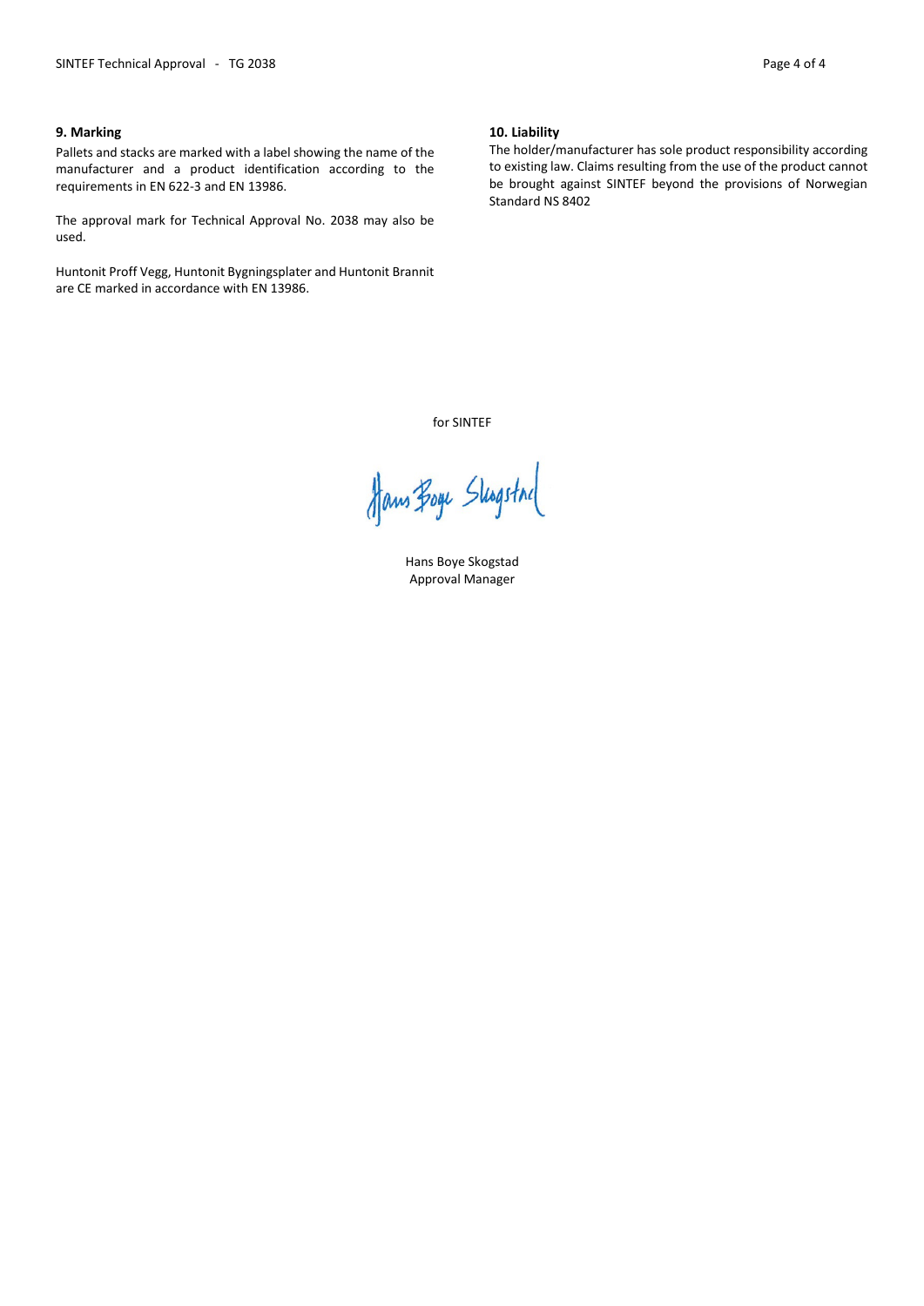## 9. Marking

Pallets and stacks are marked with a label showing the name of the manufacturer and a product identification according to the requirements in EN 622-3 and EN 13986.

The approval mark for Technical Approval No. 2038 may also be used.

Huntonit Proff Vegg, Huntonit Bygningsplater and Huntonit Brannit are CE marked in accordance with EN 13986.

## 10. Liability

The holder/manufacturer has sole product responsibility according to existing law. Claims resulting from the use of the product cannot be brought against SINTEF beyond the provisions of Norwegian Standard NS 8402

for SINTEF

Hans Boye Skogstad
Approval Manager